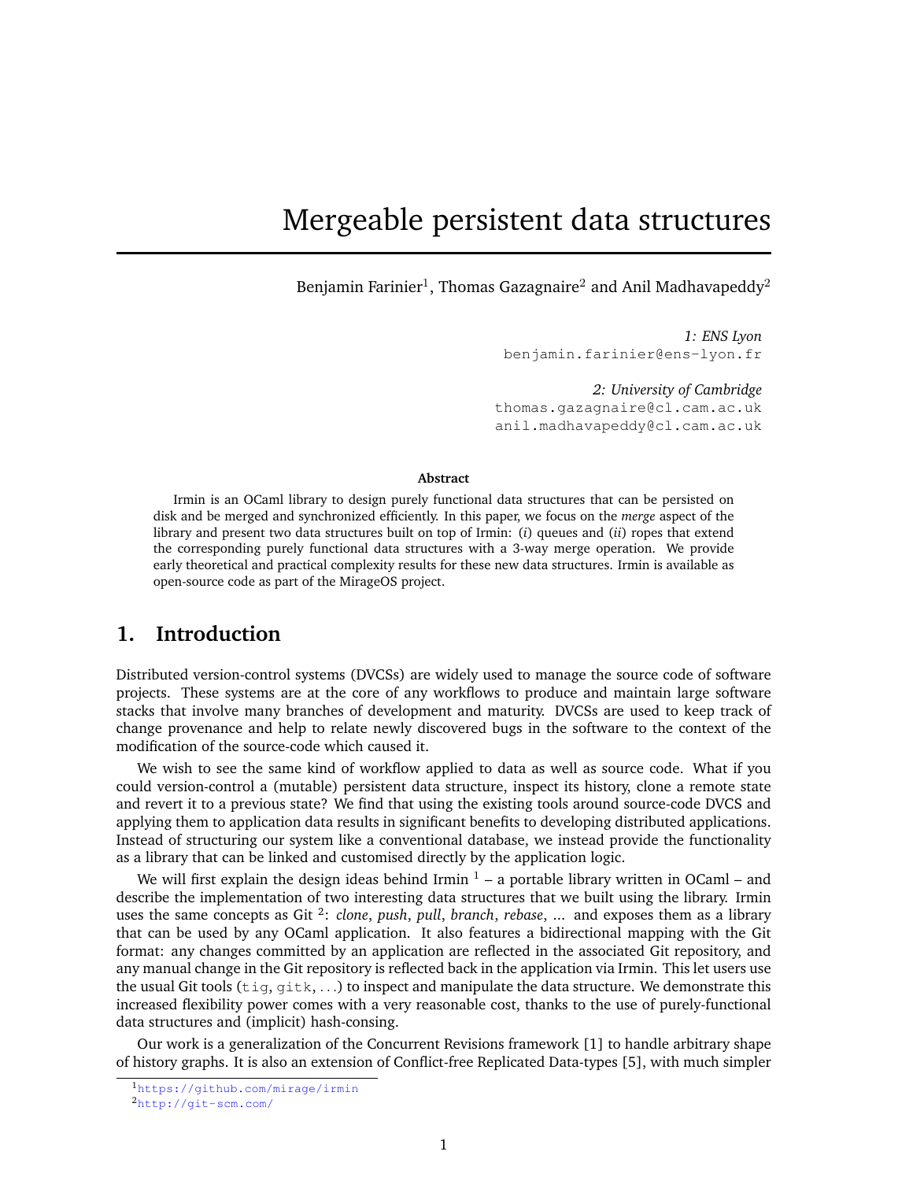# Mergeable persistent data structures

Benjamin Farinier[1], Thomas Gazagnaire[2] and Anil Madhavapeddy[2]

*1: ENS Lyon*
benjamin.farinier@ens-lyon.fr

*2: University of Cambridge*
thomas.gazagnaire@cl.cam.ac.uk
anil.madhavapeddy@cl.cam.ac.uk

**Abstract**

Irmin is an OCaml library to design purely functional data structures that can be persisted on disk and be merged and synchronized efficiently. In this paper, we focus on the *merge* aspect of the library and present two data structures built on top of Irmin: (*i*) queues and (*ii*) ropes that extend the corresponding purely functional data structures with a 3-way merge operation. We provide early theoretical and practical complexity results for these new data structures. Irmin is available as open-source code as part of the MirageOS project.

## 1. Introduction

Distributed version-control systems (DVCSs) are widely used to manage the source code of software projects. These systems are at the core of any workflows to produce and maintain large software stacks that involve many branches of development and maturity. DVCSs are used to keep track of change provenance and help to relate newly discovered bugs in the software to the context of the modification of the source-code which caused it.

We wish to see the same kind of workflow applied to data as well as source code. What if you could version-control a (mutable) persistent data structure, inspect its history, clone a remote state and revert it to a previous state? We find that using the existing tools around source-code DVCS and applying them to application data results in significant benefits to developing distributed applications. Instead of structuring our system like a conventional database, we instead provide the functionality as a library that can be linked and customised directly by the application logic.

We will first explain the design ideas behind Irmin [1] – a portable library written in OCaml – and describe the implementation of two interesting data structures that we built using the library. Irmin uses the same concepts as Git [2]: *clone*, *push*, *pull*, *branch*, *rebase*, ... and exposes them as a library that can be used by any OCaml application. It also features a bidirectional mapping with the Git format: any changes committed by an application are reflected in the associated Git repository, and any manual change in the Git repository is reflected back in the application via Irmin. This let users use the usual Git tools (`tig`, `gitk`, ...) to inspect and manipulate the data structure. We demonstrate this increased flexibility power comes with a very reasonable cost, thanks to the use of purely-functional data structures and (implicit) hash-consing.

Our work is a generalization of the Concurrent Revisions framework [1] to handle arbitrary shape of history graphs. It is also an extension of Conflict-free Replicated Data-types [5], with much simpler

[1] https://github.com/mirage/irmin

[2] http://git-scm.com/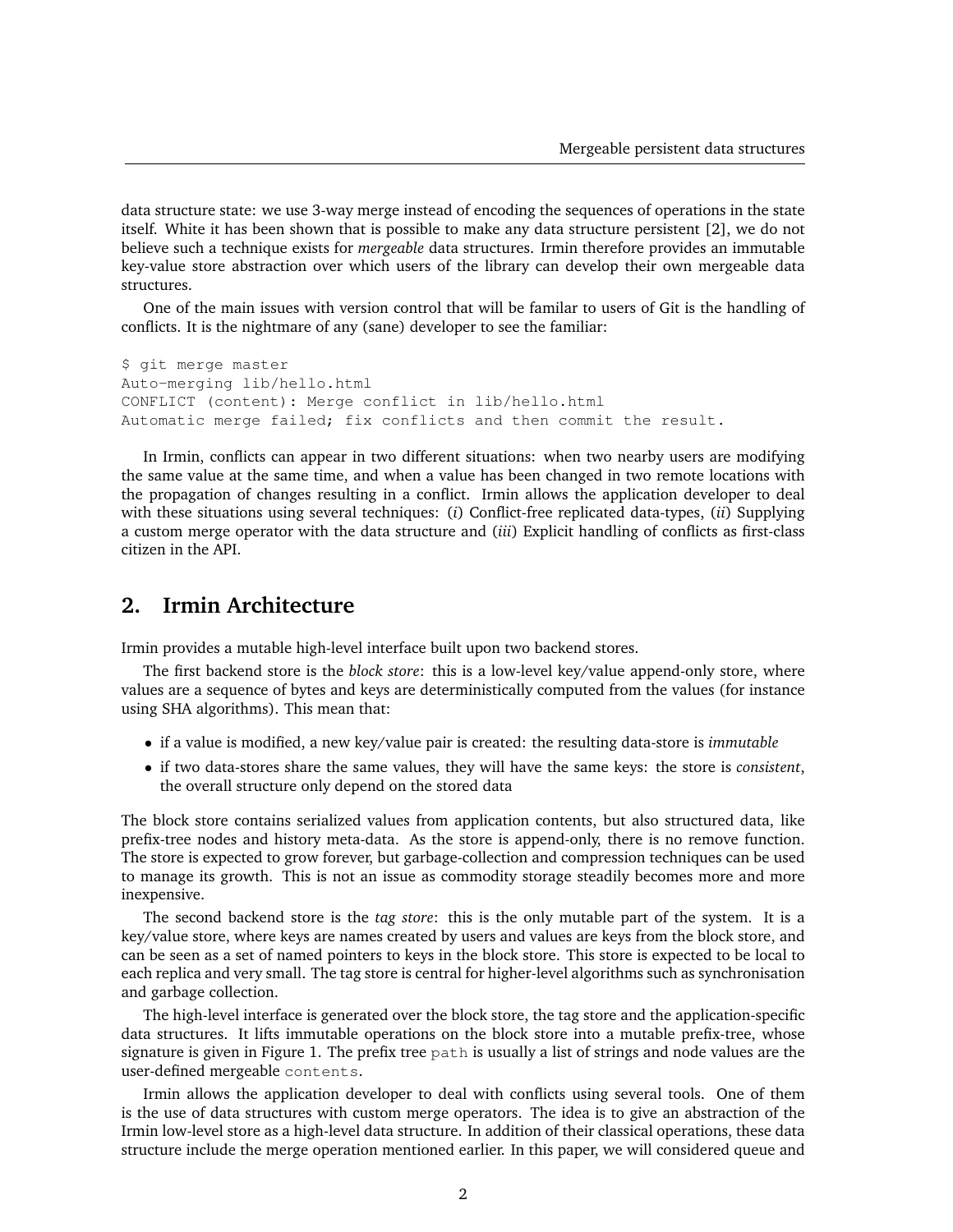data structure state: we use 3-way merge instead of encoding the sequences of operations in the state itself. White it has been shown that is possible to make any data structure persistent [2], we do not believe such a technique exists for *mergeable* data structures. Irmin therefore provides an immutable key-value store abstraction over which users of the library can develop their own mergeable data structures.

One of the main issues with version control that will be familar to users of Git is the handling of conflicts. It is the nightmare of any (sane) developer to see the familiar:

```
$ git merge master
Auto-merging lib/hello.html
CONFLICT (content): Merge conflict in lib/hello.html
Automatic merge failed; fix conflicts and then commit the result.
```

In Irmin, conflicts can appear in two different situations: when two nearby users are modifying the same value at the same time, and when a value has been changed in two remote locations with the propagation of changes resulting in a conflict. Irmin allows the application developer to deal with these situations using several techniques: (*i*) Conflict-free replicated data-types, (*ii*) Supplying a custom merge operator with the data structure and (*iii*) Explicit handling of conflicts as first-class citizen in the API.

## 2. Irmin Architecture

Irmin provides a mutable high-level interface built upon two backend stores.

The first backend store is the *block store*: this is a low-level key/value append-only store, where values are a sequence of bytes and keys are deterministically computed from the values (for instance using SHA algorithms). This mean that:

- if a value is modified, a new key/value pair is created: the resulting data-store is *immutable*
- if two data-stores share the same values, they will have the same keys: the store is *consistent*, the overall structure only depend on the stored data

The block store contains serialized values from application contents, but also structured data, like prefix-tree nodes and history meta-data. As the store is append-only, there is no remove function. The store is expected to grow forever, but garbage-collection and compression techniques can be used to manage its growth. This is not an issue as commodity storage steadily becomes more and more inexpensive.

The second backend store is the *tag store*: this is the only mutable part of the system. It is a key/value store, where keys are names created by users and values are keys from the block store, and can be seen as a set of named pointers to keys in the block store. This store is expected to be local to each replica and very small. The tag store is central for higher-level algorithms such as synchronisation and garbage collection.

The high-level interface is generated over the block store, the tag store and the application-specific data structures. It lifts immutable operations on the block store into a mutable prefix-tree, whose signature is given in Figure 1. The prefix tree `path` is usually a list of strings and node values are the user-defined mergeable `contents`.

Irmin allows the application developer to deal with conflicts using several tools. One of them is the use of data structures with custom merge operators. The idea is to give an abstraction of the Irmin low-level store as a high-level data structure. In addition of their classical operations, these data structure include the merge operation mentioned earlier. In this paper, we will considered queue and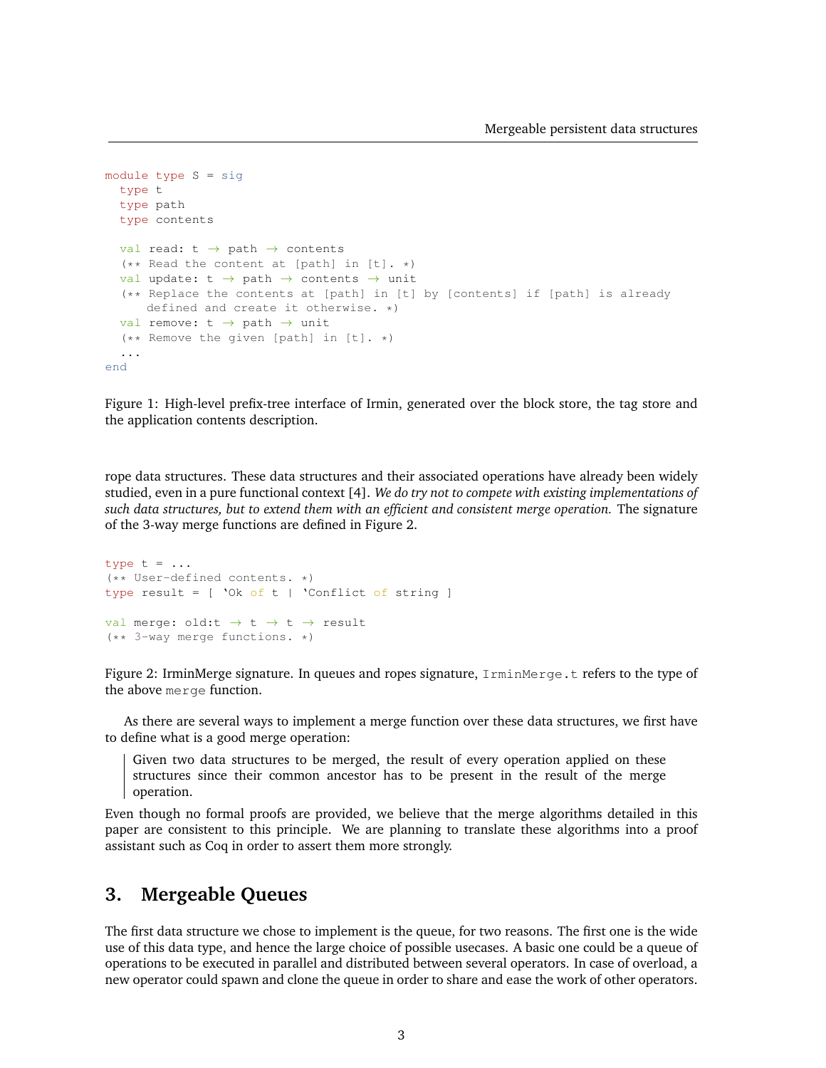```
module type S = sig
  type t
  type path
  type contents

  val read: t → path → contents
  (** Read the content at [path] in [t]. *)
  val update: t → path → contents → unit
  (** Replace the contents at [path] in [t] by [contents] if [path] is already
     defined and create it otherwise. *)
  val remove: t → path → unit
  (** Remove the given [path] in [t]. *)
  ...
end
```

Figure 1: High-level prefix-tree interface of Irmin, generated over the block store, the tag store and the application contents description.

rope data structures. These data structures and their associated operations have already been widely studied, even in a pure functional context [4]. *We do try not to compete with existing implementations of such data structures, but to extend them with an efficient and consistent merge operation.* The signature of the 3-way merge functions are defined in Figure 2.

```
type t = ...
(** User-defined contents. *)
type result = [ `Ok of t | `Conflict of string ]

val merge: old:t → t → t → result
(** 3-way merge functions. *)
```

Figure 2: IrminMerge signature. In queues and ropes signature, `IrminMerge.t` refers to the type of the above `merge` function.

As there are several ways to implement a merge function over these data structures, we first have to define what is a good merge operation:

> Given two data structures to be merged, the result of every operation applied on these structures since their common ancestor has to be present in the result of the merge operation.

Even though no formal proofs are provided, we believe that the merge algorithms detailed in this paper are consistent to this principle. We are planning to translate these algorithms into a proof assistant such as Coq in order to assert them more strongly.

## 3. Mergeable Queues

The first data structure we chose to implement is the queue, for two reasons. The first one is the wide use of this data type, and hence the large choice of possible usecases. A basic one could be a queue of operations to be executed in parallel and distributed between several operators. In case of overload, a new operator could spawn and clone the queue in order to share and ease the work of other operators.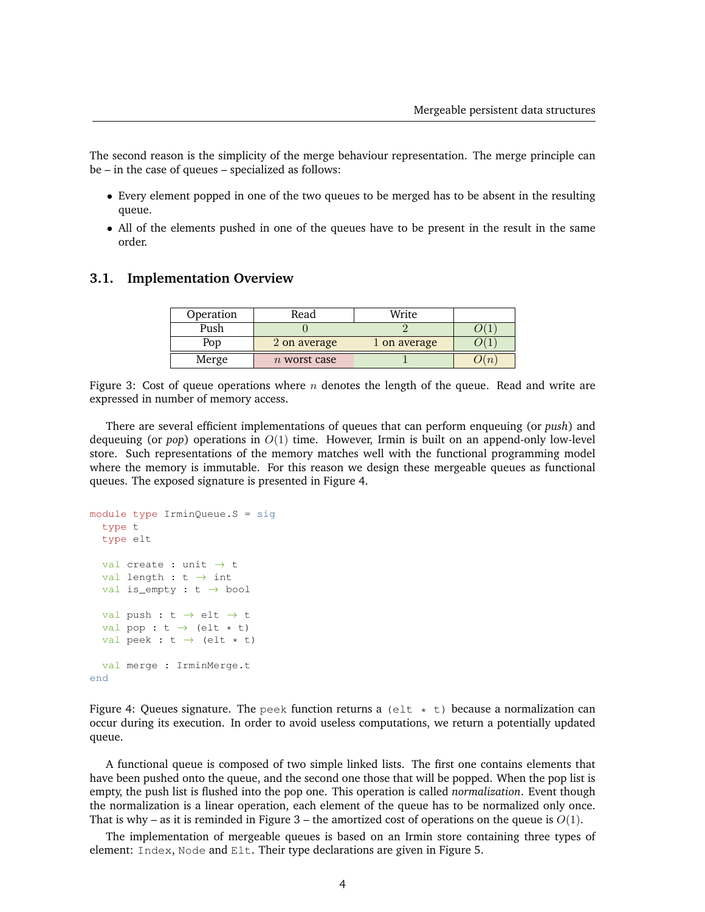The second reason is the simplicity of the merge behaviour representation. The merge principle can be – in the case of queues – specialized as follows:

- Every element popped in one of the two queues to be merged has to be absent in the resulting queue.
- All of the elements pushed in one of the queues have to be present in the result in the same order.

### 3.1. Implementation Overview

| Operation | Read | Write | |
|---|---|---|---|
| Push | 0 | 2 | $O(1)$ |
| Pop | 2 on average | 1 on average | $O(1)$ |
| Merge | $n$ worst case | 1 | $O(n)$ |

Figure 3: Cost of queue operations where $n$ denotes the length of the queue. Read and write are expressed in number of memory access.

There are several efficient implementations of queues that can perform enqueuing (or *push*) and dequeuing (or *pop*) operations in $O(1)$ time. However, Irmin is built on an append-only low-level store. Such representations of the memory matches well with the functional programming model where the memory is immutable. For this reason we design these mergeable queues as functional queues. The exposed signature is presented in Figure 4.

```
module type IrminQueue.S = sig
  type t
  type elt

  val create : unit → t
  val length : t → int
  val is_empty : t → bool

  val push : t → elt → t
  val pop : t → (elt * t)
  val peek : t → (elt * t)

  val merge : IrminMerge.t
end
```

Figure 4: Queues signature. The `peek` function returns a `(elt * t)` because a normalization can occur during its execution. In order to avoid useless computations, we return a potentially updated queue.

A functional queue is composed of two simple linked lists. The first one contains elements that have been pushed onto the queue, and the second one those that will be popped. When the pop list is empty, the push list is flushed into the pop one. This operation is called *normalization*. Event though the normalization is a linear operation, each element of the queue has to be normalized only once. That is why – as it is reminded in Figure 3 – the amortized cost of operations on the queue is $O(1)$.

The implementation of mergeable queues is based on an Irmin store containing three types of element: `Index`, `Node` and `Elt`. Their type declarations are given in Figure 5.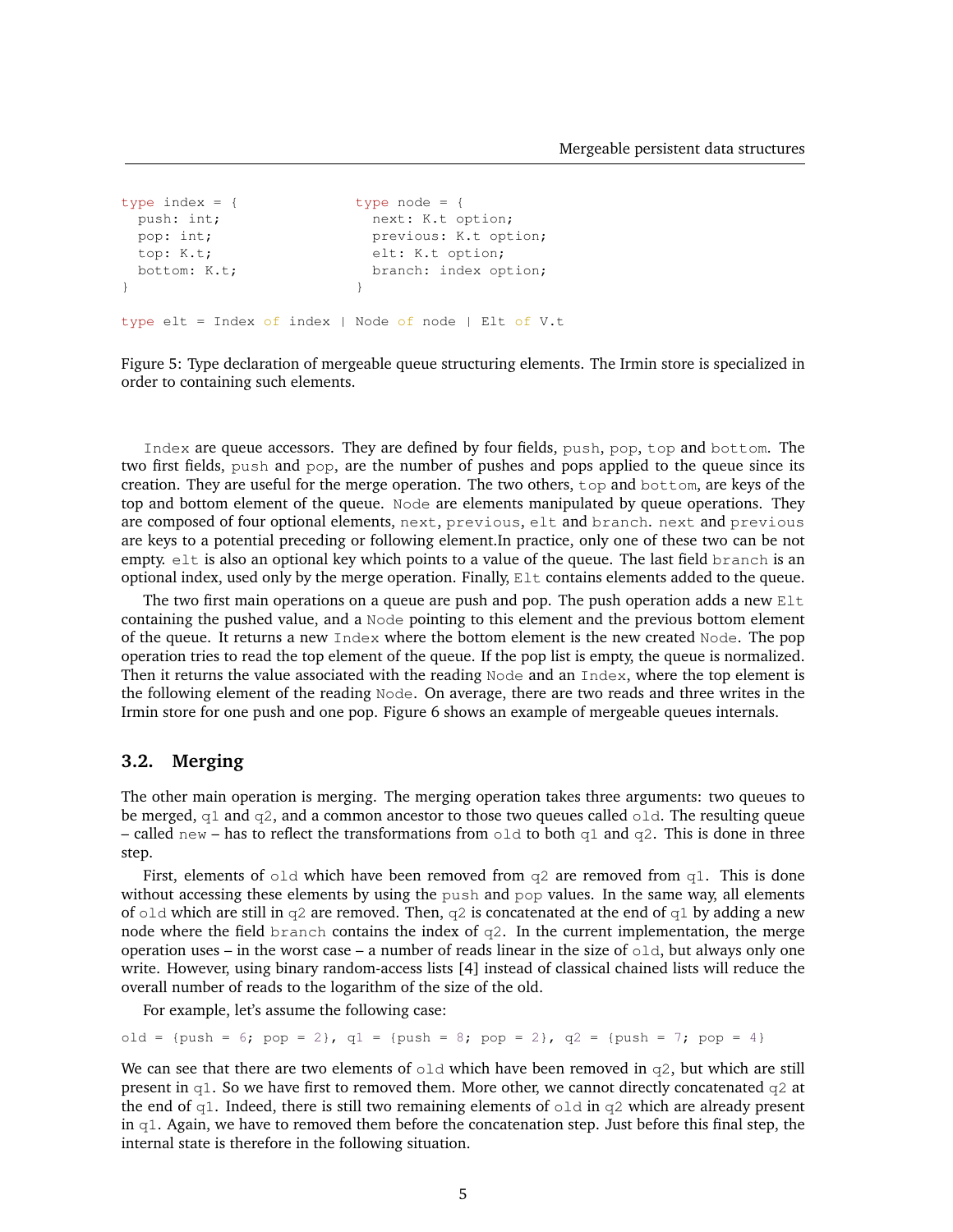```
type index = {
  push: int;
  pop: int;
  top: K.t;
  bottom: K.t;
}
```

```
type node = {
  next: K.t option;
  previous: K.t option;
  elt: K.t option;
  branch: index option;
}
```

```
type elt = Index of index | Node of node | Elt of V.t
```

Figure 5: Type declaration of mergeable queue structuring elements. The Irmin store is specialized in order to containing such elements.

`Index` are queue accessors. They are defined by four fields, `push`, `pop`, `top` and `bottom`. The two first fields, `push` and `pop`, are the number of pushes and pops applied to the queue since its creation. They are useful for the merge operation. The two others, `top` and `bottom`, are keys of the top and bottom element of the queue. `Node` are elements manipulated by queue operations. They are composed of four optional elements, `next`, `previous`, `elt` and `branch`. `next` and `previous` are keys to a potential preceding or following element.In practice, only one of these two can be not empty. `elt` is also an optional key which points to a value of the queue. The last field `branch` is an optional index, used only by the merge operation. Finally, `Elt` contains elements added to the queue.

The two first main operations on a queue are push and pop. The push operation adds a new `Elt` containing the pushed value, and a `Node` pointing to this element and the previous bottom element of the queue. It returns a new `Index` where the bottom element is the new created `Node`. The pop operation tries to read the top element of the queue. If the pop list is empty, the queue is normalized. Then it returns the value associated with the reading `Node` and an `Index`, where the top element is the following element of the reading `Node`. On average, there are two reads and three writes in the Irmin store for one push and one pop. Figure 6 shows an example of mergeable queues internals.

## 3.2. Merging

The other main operation is merging. The merging operation takes three arguments: two queues to be merged, `q1` and `q2`, and a common ancestor to those two queues called `old`. The resulting queue – called `new` – has to reflect the transformations from `old` to both `q1` and `q2`. This is done in three step.

First, elements of `old` which have been removed from `q2` are removed from `q1`. This is done without accessing these elements by using the `push` and `pop` values. In the same way, all elements of `old` which are still in `q2` are removed. Then, `q2` is concatenated at the end of `q1` by adding a new node where the field `branch` contains the index of `q2`. In the current implementation, the merge operation uses – in the worst case – a number of reads linear in the size of `old`, but always only one write. However, using binary random-access lists [4] instead of classical chained lists will reduce the overall number of reads to the logarithm of the size of the old.

For example, let's assume the following case:

```
old = {push = 6; pop = 2}, q1 = {push = 8; pop = 2}, q2 = {push = 7; pop = 4}
```

We can see that there are two elements of `old` which have been removed in `q2`, but which are still present in `q1`. So we have first to removed them. More other, we cannot directly concatenated `q2` at the end of `q1`. Indeed, there is still two remaining elements of `old` in `q2` which are already present in `q1`. Again, we have to removed them before the concatenation step. Just before this final step, the internal state is therefore in the following situation.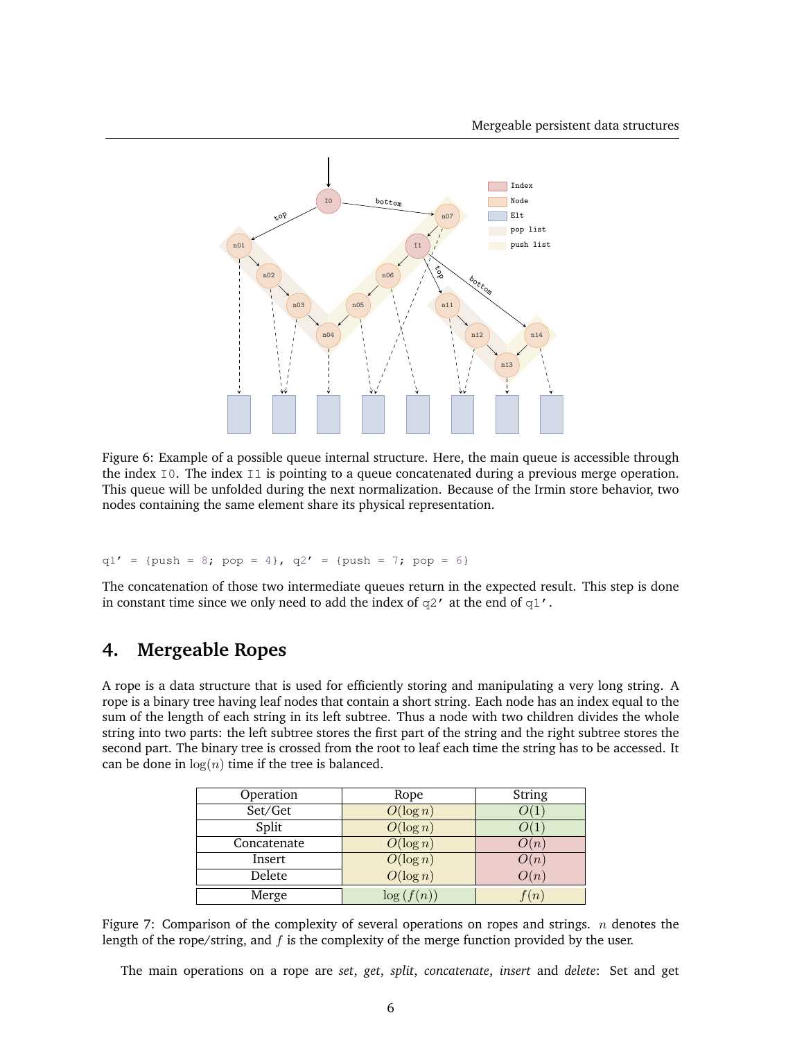Figure 6: Example of a possible queue internal structure. Here, the main queue is accessible through the index `I0`. The index `I1` is pointing to a queue concatenated during a previous merge operation. This queue will be unfolded during the next normalization. Because of the Irmin store behavior, two nodes containing the same element share its physical representation.

```
q1' = {push = 8; pop = 4}, q2' = {push = 7; pop = 6}
```

The concatenation of those two intermediate queues return in the expected result. This step is done in constant time since we only need to add the index of `q2'` at the end of `q1'`.

## 4. Mergeable Ropes

A rope is a data structure that is used for efficiently storing and manipulating a very long string. A rope is a binary tree having leaf nodes that contain a short string. Each node has an index equal to the sum of the length of each string in its left subtree. Thus a node with two children divides the whole string into two parts: the left subtree stores the first part of the string and the right subtree stores the second part. The binary tree is crossed from the root to leaf each time the string has to be accessed. It can be done in $\log(n)$ time if the tree is balanced.

| Operation | Rope | String |
|---|---|---|
| Set/Get | $O(\log n)$ | $O(1)$ |
| Split | $O(\log n)$ | $O(1)$ |
| Concatenate | $O(\log n)$ | $O(n)$ |
| Insert | $O(\log n)$ | $O(n)$ |
| Delete | $O(\log n)$ | $O(n)$ |
| Merge | $\log(f(n))$ | $f(n)$ |

Figure 7: Comparison of the complexity of several operations on ropes and strings. $n$ denotes the length of the rope/string, and $f$ is the complexity of the merge function provided by the user.

The main operations on a rope are *set*, *get*, *split*, *concatenate*, *insert* and *delete*: Set and get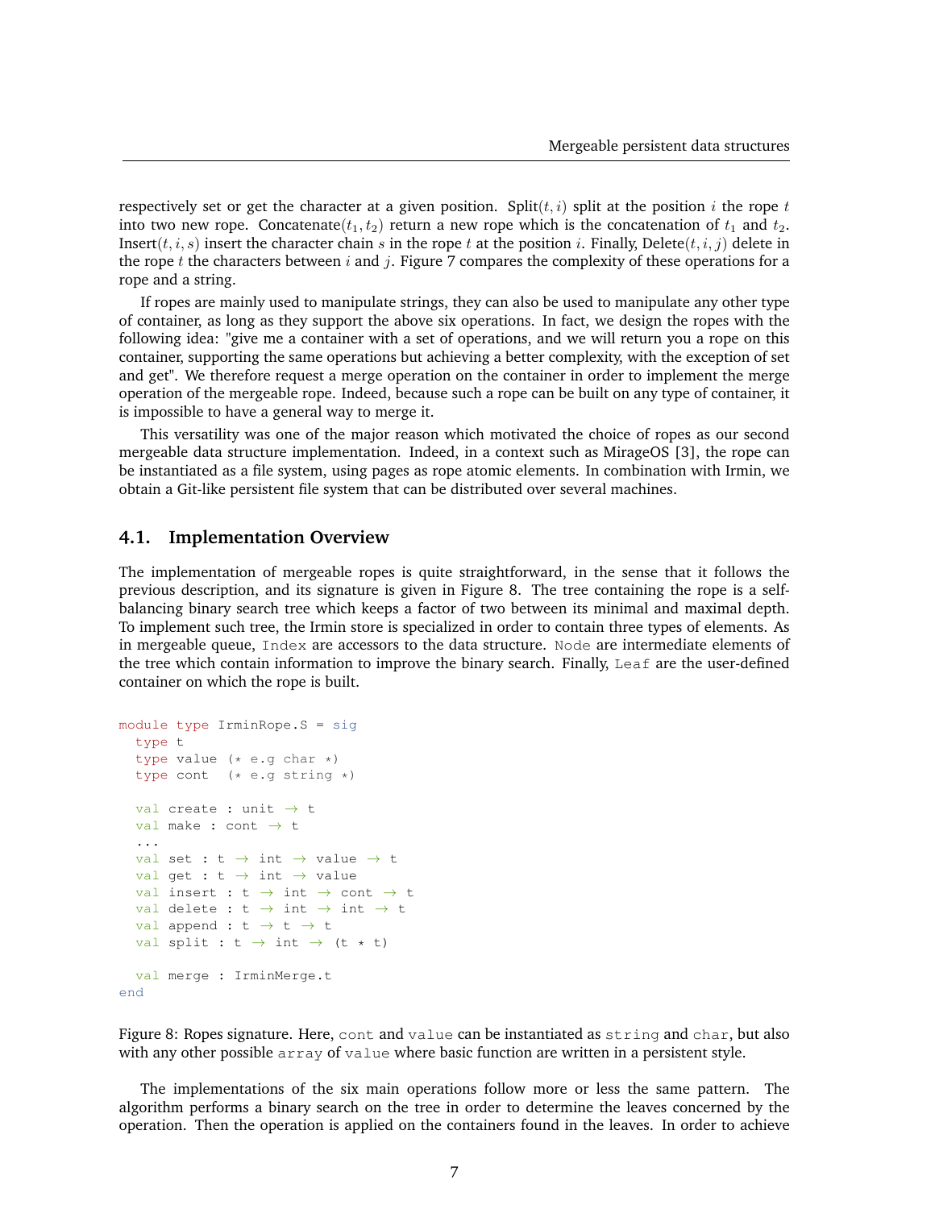respectively set or get the character at a given position. Split$(t, i)$ split at the position $i$ the rope $t$ into two new rope. Concatenate$(t_1, t_2)$ return a new rope which is the concatenation of $t_1$ and $t_2$. Insert$(t, i, s)$ insert the character chain $s$ in the rope $t$ at the position $i$. Finally, Delete$(t, i, j)$ delete in the rope $t$ the characters between $i$ and $j$. Figure 7 compares the complexity of these operations for a rope and a string.

If ropes are mainly used to manipulate strings, they can also be used to manipulate any other type of container, as long as they support the above six operations. In fact, we design the ropes with the following idea: "give me a container with a set of operations, and we will return you a rope on this container, supporting the same operations but achieving a better complexity, with the exception of set and get". We therefore request a merge operation on the container in order to implement the merge operation of the mergeable rope. Indeed, because such a rope can be built on any type of container, it is impossible to have a general way to merge it.

This versatility was one of the major reason which motivated the choice of ropes as our second mergeable data structure implementation. Indeed, in a context such as MirageOS [3], the rope can be instantiated as a file system, using pages as rope atomic elements. In combination with Irmin, we obtain a Git-like persistent file system that can be distributed over several machines.

### 4.1. Implementation Overview

The implementation of mergeable ropes is quite straightforward, in the sense that it follows the previous description, and its signature is given in Figure 8. The tree containing the rope is a self-balancing binary search tree which keeps a factor of two between its minimal and maximal depth. To implement such tree, the Irmin store is specialized in order to contain three types of elements. As in mergeable queue, `Index` are accessors to the data structure. `Node` are intermediate elements of the tree which contain information to improve the binary search. Finally, `Leaf` are the user-defined container on which the rope is built.

```
module type IrminRope.S = sig
  type t
  type value (* e.g char *)
  type cont  (* e.g string *)

  val create : unit → t
  val make : cont → t
  ...
  val set : t → int → value → t
  val get : t → int → value
  val insert : t → int → cont → t
  val delete : t → int → int → t
  val append : t → t → t
  val split : t → int → (t * t)

  val merge : IrminMerge.t
end
```

Figure 8: Ropes signature. Here, `cont` and `value` can be instantiated as `string` and `char`, but also with any other possible `array` of `value` where basic function are written in a persistent style.

The implementations of the six main operations follow more or less the same pattern. The algorithm performs a binary search on the tree in order to determine the leaves concerned by the operation. Then the operation is applied on the containers found in the leaves. In order to achieve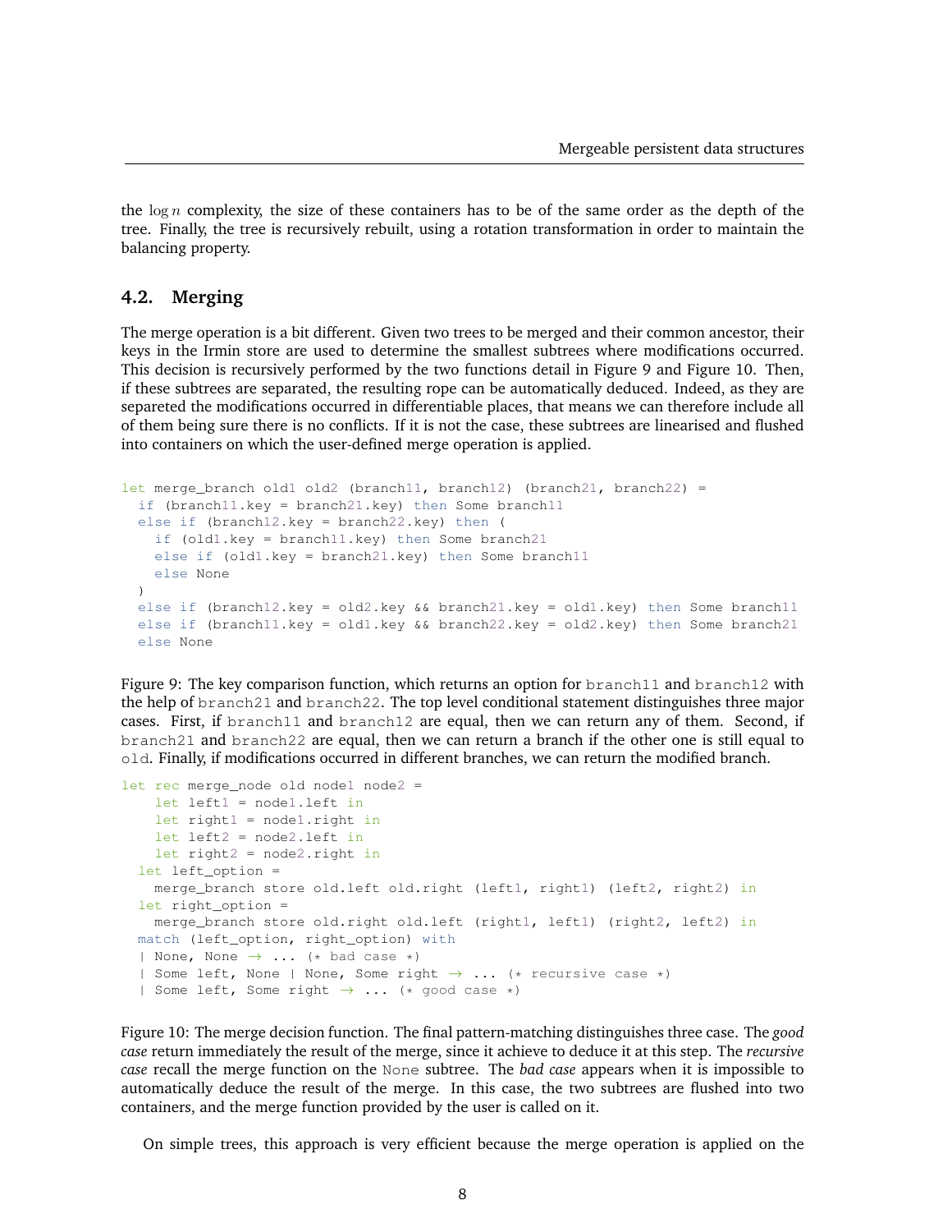the $\log n$ complexity, the size of these containers has to be of the same order as the depth of the tree. Finally, the tree is recursively rebuilt, using a rotation transformation in order to maintain the balancing property.

## 4.2. Merging

The merge operation is a bit different. Given two trees to be merged and their common ancestor, their keys in the Irmin store are used to determine the smallest subtrees where modifications occurred. This decision is recursively performed by the two functions detail in Figure 9 and Figure 10. Then, if these subtrees are separated, the resulting rope can be automatically deduced. Indeed, as they are separeted the modifications occurred in differentiable places, that means we can therefore include all of them being sure there is no conflicts. If it is not the case, these subtrees are linearised and flushed into containers on which the user-defined merge operation is applied.

```
let merge_branch old1 old2 (branch11, branch12) (branch21, branch22) =
  if (branch11.key = branch21.key) then Some branch11
  else if (branch12.key = branch22.key) then (
    if (old1.key = branch11.key) then Some branch21
    else if (old1.key = branch21.key) then Some branch11
    else None
  )
  else if (branch12.key = old2.key && branch21.key = old1.key) then Some branch11
  else if (branch11.key = old1.key && branch22.key = old2.key) then Some branch21
  else None
```

Figure 9: The key comparison function, which returns an option for `branch11` and `branch12` with the help of `branch21` and `branch22`. The top level conditional statement distinguishes three major cases. First, if `branch11` and `branch12` are equal, then we can return any of them. Second, if `branch21` and `branch22` are equal, then we can return a branch if the other one is still equal to `old`. Finally, if modifications occurred in different branches, we can return the modified branch.

```
let rec merge_node old node1 node2 =
    let left1 = node1.left in
    let right1 = node1.right in
    let left2 = node2.left in
    let right2 = node2.right in
  let left_option =
    merge_branch store old.left old.right (left1, right1) (left2, right2) in
  let right_option =
    merge_branch store old.right old.left (right1, left1) (right2, left2) in
  match (left_option, right_option) with
  | None, None → ... (* bad case *)
  | Some left, None | None, Some right → ... (* recursive case *)
  | Some left, Some right → ... (* good case *)
```

Figure 10: The merge decision function. The final pattern-matching distinguishes three case. The *good case* return immediately the result of the merge, since it achieve to deduce it at this step. The *recursive case* recall the merge function on the `None` subtree. The *bad case* appears when it is impossible to automatically deduce the result of the merge. In this case, the two subtrees are flushed into two containers, and the merge function provided by the user is called on it.

On simple trees, this approach is very efficient because the merge operation is applied on the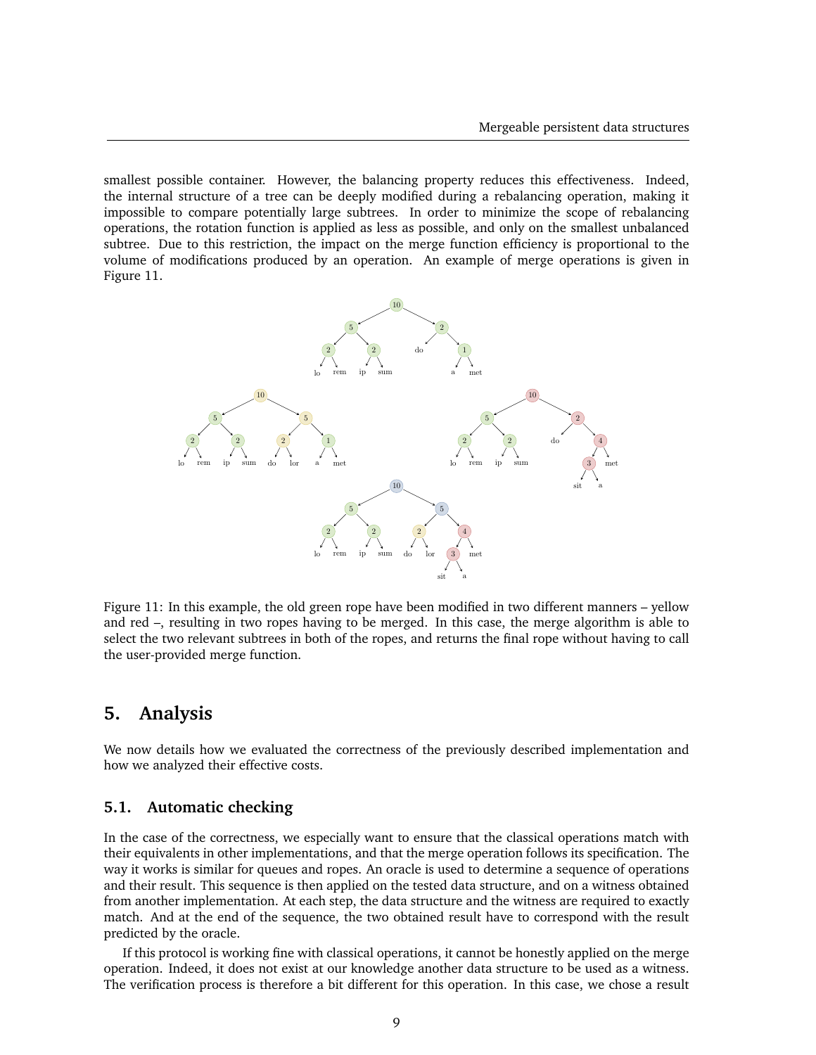smallest possible container. However, the balancing property reduces this effectiveness. Indeed, the internal structure of a tree can be deeply modified during a rebalancing operation, making it impossible to compare potentially large subtrees. In order to minimize the scope of rebalancing operations, the rotation function is applied as less as possible, and only on the smallest unbalanced subtree. Due to this restriction, the impact on the merge function efficiency is proportional to the volume of modifications produced by an operation. An example of merge operations is given in Figure 11.

Figure 11: In this example, the old green rope have been modified in two different manners – yellow and red –, resulting in two ropes having to be merged. In this case, the merge algorithm is able to select the two relevant subtrees in both of the ropes, and returns the final rope without having to call the user-provided merge function.

## 5. Analysis

We now details how we evaluated the correctness of the previously described implementation and how we analyzed their effective costs.

### 5.1. Automatic checking

In the case of the correctness, we especially want to ensure that the classical operations match with their equivalents in other implementations, and that the merge operation follows its specification. The way it works is similar for queues and ropes. An oracle is used to determine a sequence of operations and their result. This sequence is then applied on the tested data structure, and on a witness obtained from another implementation. At each step, the data structure and the witness are required to exactly match. And at the end of the sequence, the two obtained result have to correspond with the result predicted by the oracle.

If this protocol is working fine with classical operations, it cannot be honestly applied on the merge operation. Indeed, it does not exist at our knowledge another data structure to be used as a witness. The verification process is therefore a bit different for this operation. In this case, we chose a result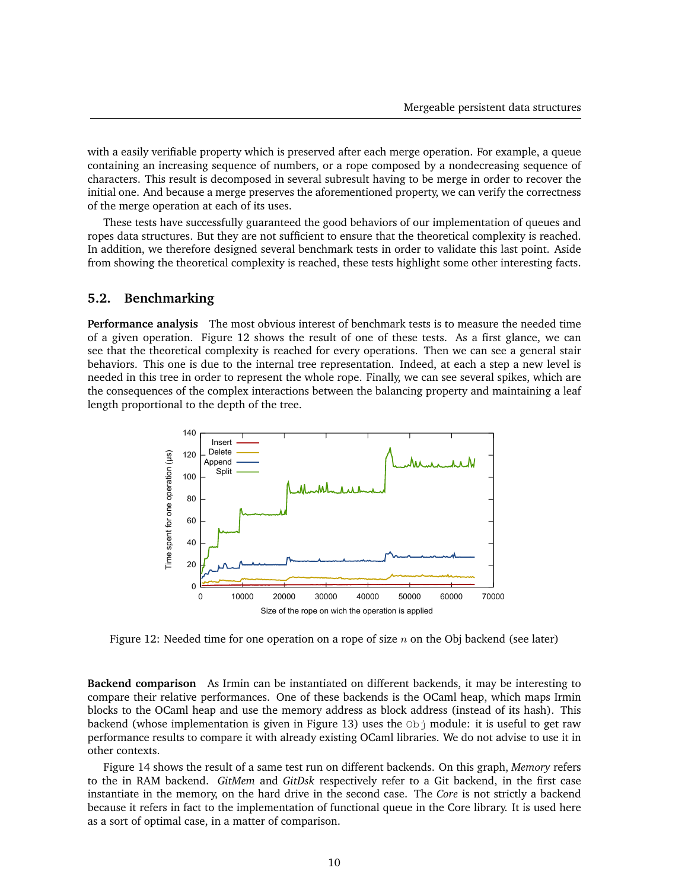with a easily verifiable property which is preserved after each merge operation. For example, a queue containing an increasing sequence of numbers, or a rope composed by a nondecreasing sequence of characters. This result is decomposed in several subresult having to be merge in order to recover the initial one. And because a merge preserves the aforementioned property, we can verify the correctness of the merge operation at each of its uses.

These tests have successfully guaranteed the good behaviors of our implementation of queues and ropes data structures. But they are not sufficient to ensure that the theoretical complexity is reached. In addition, we therefore designed several benchmark tests in order to validate this last point. Aside from showing the theoretical complexity is reached, these tests highlight some other interesting facts.

## 5.2. Benchmarking

**Performance analysis** The most obvious interest of benchmark tests is to measure the needed time of a given operation. Figure 12 shows the result of one of these tests. As a first glance, we can see that the theoretical complexity is reached for every operations. Then we can see a general stair behaviors. This one is due to the internal tree representation. Indeed, at each a step a new level is needed in this tree in order to represent the whole rope. Finally, we can see several spikes, which are the consequences of the complex interactions between the balancing property and maintaining a leaf length proportional to the depth of the tree.

Figure 12: Needed time for one operation on a rope of size $n$ on the Obj backend (see later)

**Backend comparison** As Irmin can be instantiated on different backends, it may be interesting to compare their relative performances. One of these backends is the OCaml heap, which maps Irmin blocks to the OCaml heap and use the memory address as block address (instead of its hash). This backend (whose implementation is given in Figure 13) uses the `Obj` module: it is useful to get raw performance results to compare it with already existing OCaml libraries. We do not advise to use it in other contexts.

Figure 14 shows the result of a same test run on different backends. On this graph, *Memory* refers to the in RAM backend. *GitMem* and *GitDsk* respectively refer to a Git backend, in the first case instantiate in the memory, on the hard drive in the second case. The *Core* is not strictly a backend because it refers in fact to the implementation of functional queue in the Core library. It is used here as a sort of optimal case, in a matter of comparison.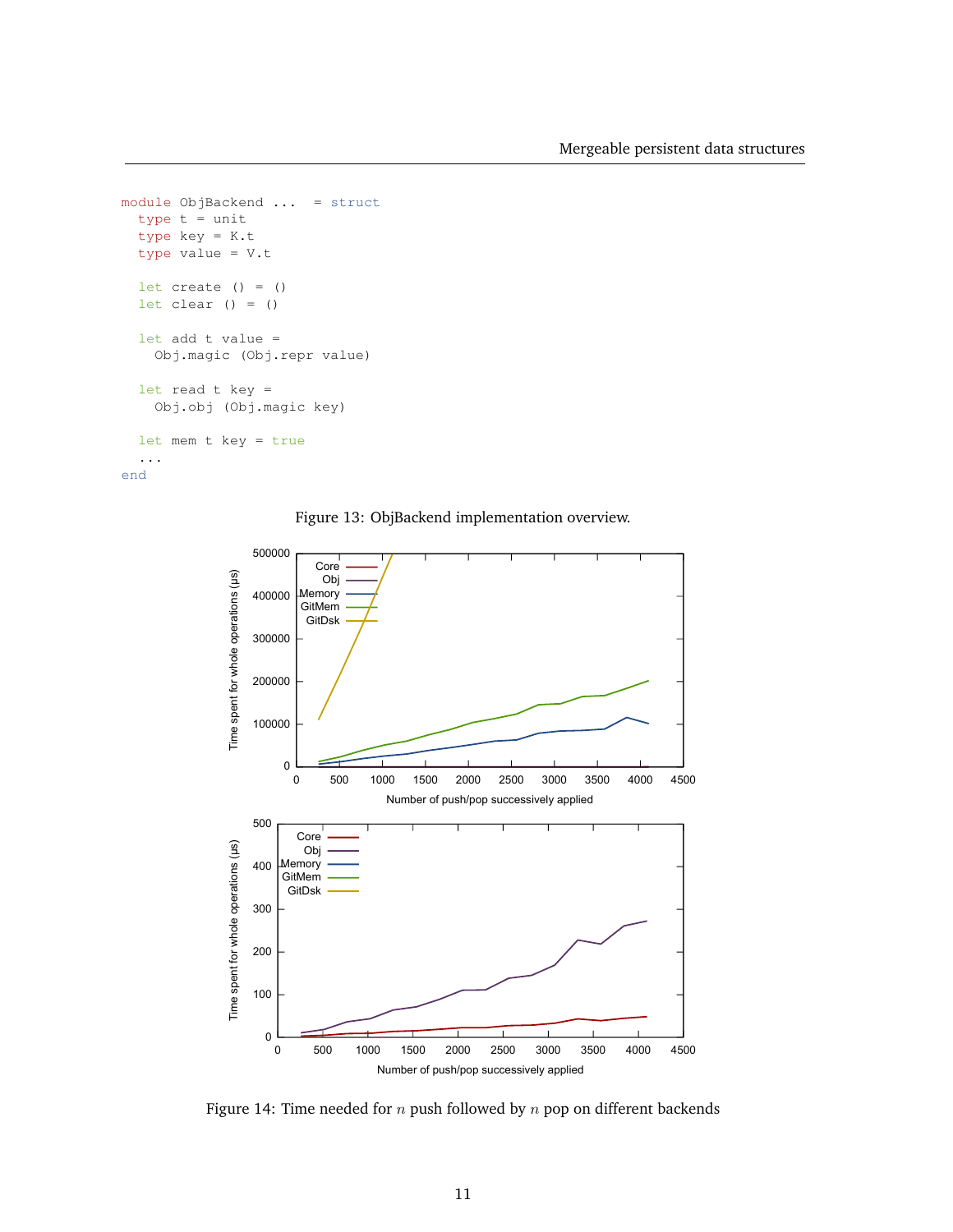```
module ObjBackend ...  = struct
  type t = unit
  type key = K.t
  type value = V.t

  let create () = ()
  let clear () = ()

  let add t value =
    Obj.magic (Obj.repr value)

  let read t key =
    Obj.obj (Obj.magic key)

  let mem t key = true
  ...
end
```

Figure 13: ObjBackend implementation overview.

Figure 14: Time needed for $n$ push followed by $n$ pop on different backends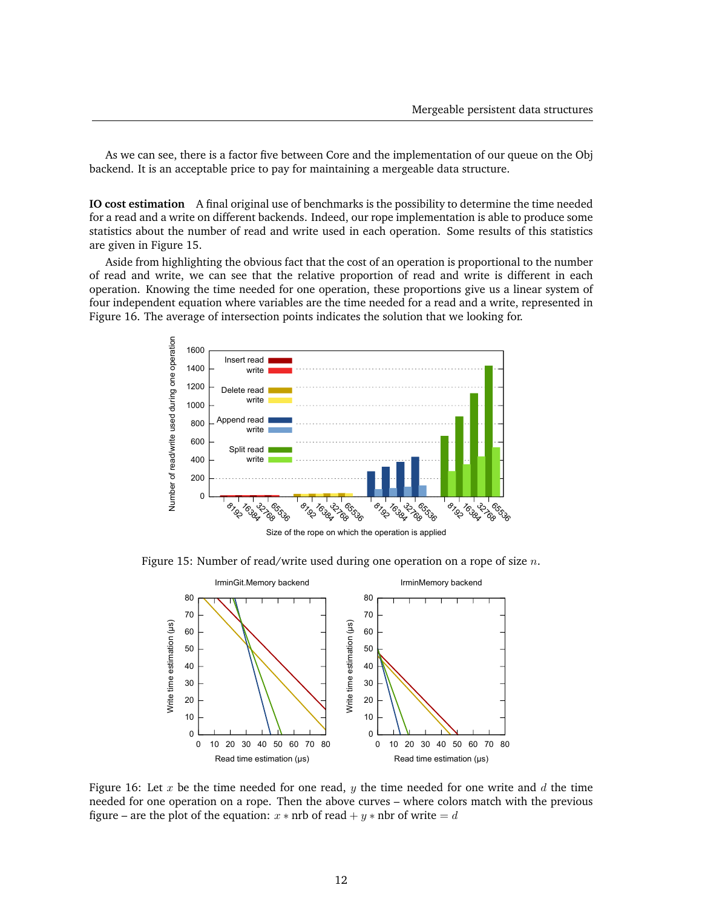As we can see, there is a factor five between Core and the implementation of our queue on the Obj backend. It is an acceptable price to pay for maintaining a mergeable data structure.

**IO cost estimation** A final original use of benchmarks is the possibility to determine the time needed for a read and a write on different backends. Indeed, our rope implementation is able to produce some statistics about the number of read and write used in each operation. Some results of this statistics are given in Figure 15.

Aside from highlighting the obvious fact that the cost of an operation is proportional to the number of read and write, we can see that the relative proportion of read and write is different in each operation. Knowing the time needed for one operation, these proportions give us a linear system of four independent equation where variables are the time needed for a read and a write, represented in Figure 16. The average of intersection points indicates the solution that we looking for.

Figure 15: Number of read/write used during one operation on a rope of size $n$.

Figure 16: Let $x$ be the time needed for one read, $y$ the time needed for one write and $d$ the time needed for one operation on a rope. Then the above curves – where colors match with the previous figure – are the plot of the equation: $x * \text{nrb of read} + y * \text{nbr of write} = d$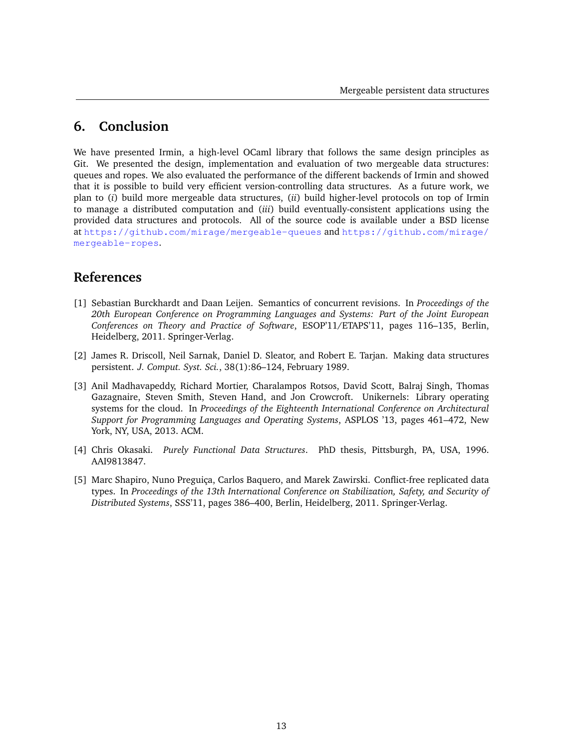## 6. Conclusion

We have presented Irmin, a high-level OCaml library that follows the same design principles as Git. We presented the design, implementation and evaluation of two mergeable data structures: queues and ropes. We also evaluated the performance of the different backends of Irmin and showed that it is possible to build very efficient version-controlling data structures. As a future work, we plan to (*i*) build more mergeable data structures, (*ii*) build higher-level protocols on top of Irmin to manage a distributed computation and (*iii*) build eventually-consistent applications using the provided data structures and protocols. All of the source code is available under a BSD license at https://github.com/mirage/mergeable-queues and https://github.com/mirage/mergeable-ropes.

## References

[1] Sebastian Burckhardt and Daan Leijen. Semantics of concurrent revisions. In *Proceedings of the 20th European Conference on Programming Languages and Systems: Part of the Joint European Conferences on Theory and Practice of Software*, ESOP'11/ETAPS'11, pages 116–135, Berlin, Heidelberg, 2011. Springer-Verlag.

[2] James R. Driscoll, Neil Sarnak, Daniel D. Sleator, and Robert E. Tarjan. Making data structures persistent. *J. Comput. Syst. Sci.*, 38(1):86–124, February 1989.

[3] Anil Madhavapeddy, Richard Mortier, Charalampos Rotsos, David Scott, Balraj Singh, Thomas Gazagnaire, Steven Smith, Steven Hand, and Jon Crowcroft. Unikernels: Library operating systems for the cloud. In *Proceedings of the Eighteenth International Conference on Architectural Support for Programming Languages and Operating Systems*, ASPLOS '13, pages 461–472, New York, NY, USA, 2013. ACM.

[4] Chris Okasaki. *Purely Functional Data Structures*. PhD thesis, Pittsburgh, PA, USA, 1996. AAI9813847.

[5] Marc Shapiro, Nuno Preguiça, Carlos Baquero, and Marek Zawirski. Conflict-free replicated data types. In *Proceedings of the 13th International Conference on Stabilization, Safety, and Security of Distributed Systems*, SSS'11, pages 386–400, Berlin, Heidelberg, 2011. Springer-Verlag.